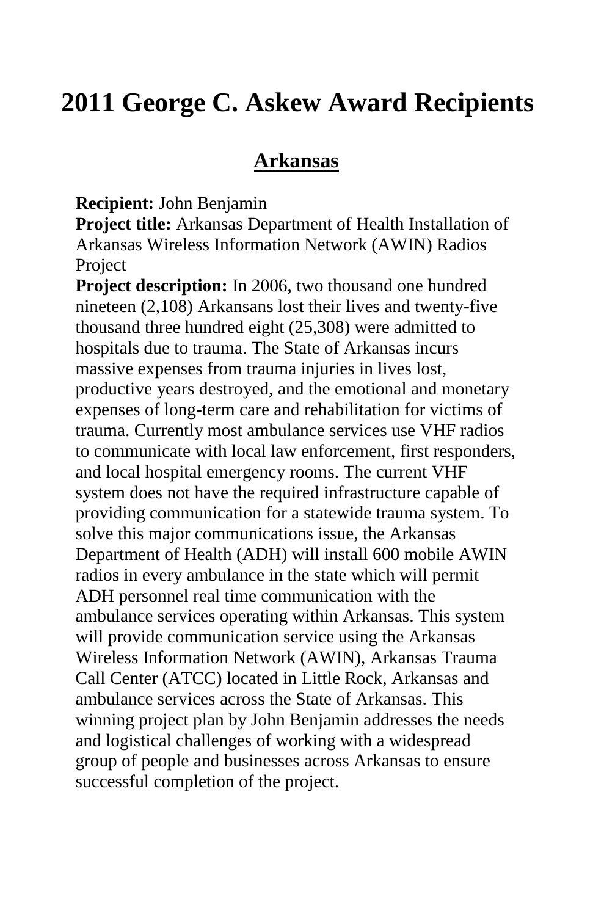# 2011 George C. Askew Award Recipients

## Arkansas

**Recipient:** John Benjamin

**Project title:** Arkansas Department of Health Installation of Arkansas Wireless Information Network (AWIN) Radios Project

**Project description:** In 2006, two thousand one hundred nineteen (2,108) Arkansans lost their lives and twenty-five thousand three hundred eight (25,308) were admitted to hospitals due to trauma. The State of Arkansas incurs massive expenses from trauma injuries in lives lost, productive years destroyed, and the emotional and monetary expenses of long-term care and rehabilitation for victims of trauma. Currently most ambulance services use VHF radios to communicate with local law enforcement, first responders, and local hospital emergency rooms. The current VHF system does not have the required infrastructure capable of providing communication for a statewide trauma system. To solve this major communications issue, the Arkansas Department of Health (ADH) will install 600 mobile AWIN radios in every ambulance in the state which will permit ADH personnel real time communication with the ambulance services operating within Arkansas. This system will provide communication service using the Arkansas Wireless Information Network (AWIN), Arkansas Trauma Call Center (ATCC) located in Little Rock, Arkansas and ambulance services across the State of Arkansas. This winning project plan by John Benjamin addresses the needs and logistical challenges of working with a widespread group of people and businesses across Arkansas to ensure successful completion of the project.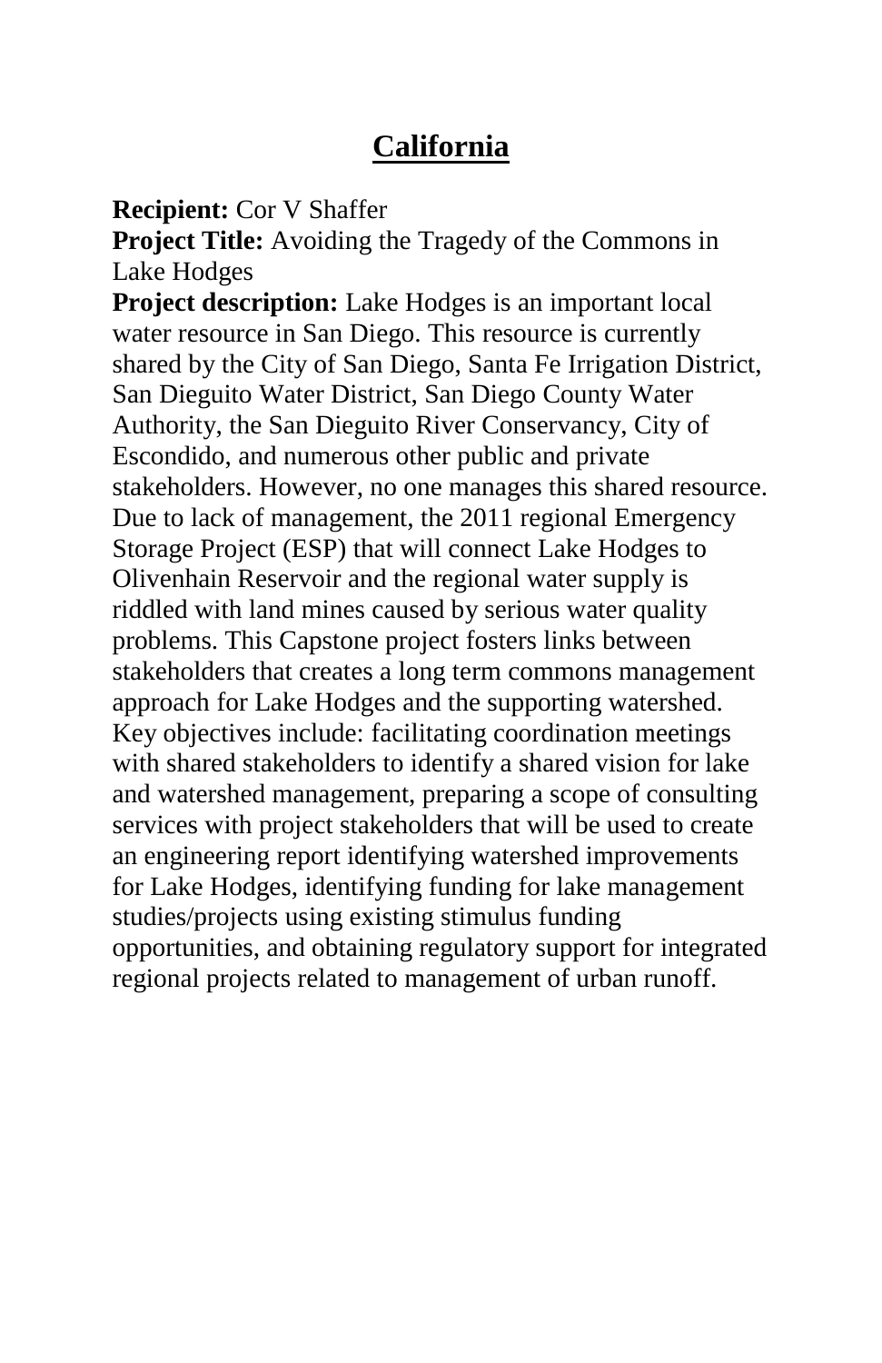# California

**Recipient:** Cor V Shaffer

**Project Title:** Avoiding the Tragedy of the Commons in Lake Hodges

**Project description:** Lake Hodges is an important local water resource in San Diego. This resource is currently shared by the City of San Diego, Santa Fe Irrigation District, San Dieguito Water District, San Diego County Water Authority, the San Dieguito River Conservancy, City of Escondido, and numerous other public and private stakeholders. However, no one manages this shared resource. Due to lack of management, the 2011 regional Emergency Storage Project (ESP) that will connect Lake Hodges to Olivenhain Reservoir and the regional water supply is riddled with land mines caused by serious water quality problems. This Capstone project fosters links between stakeholders that creates a long term commons management approach for Lake Hodges and the supporting watershed. Key objectives include: facilitating coordination meetings with shared stakeholders to identify a shared vision for lake and watershed management, preparing a scope of consulting services with project stakeholders that will be used to create an engineering report identifying watershed improvements for Lake Hodges, identifying funding for lake management studies/projects using existing stimulus funding opportunities, and obtaining regulatory support for integrated regional projects related to management of urban runoff.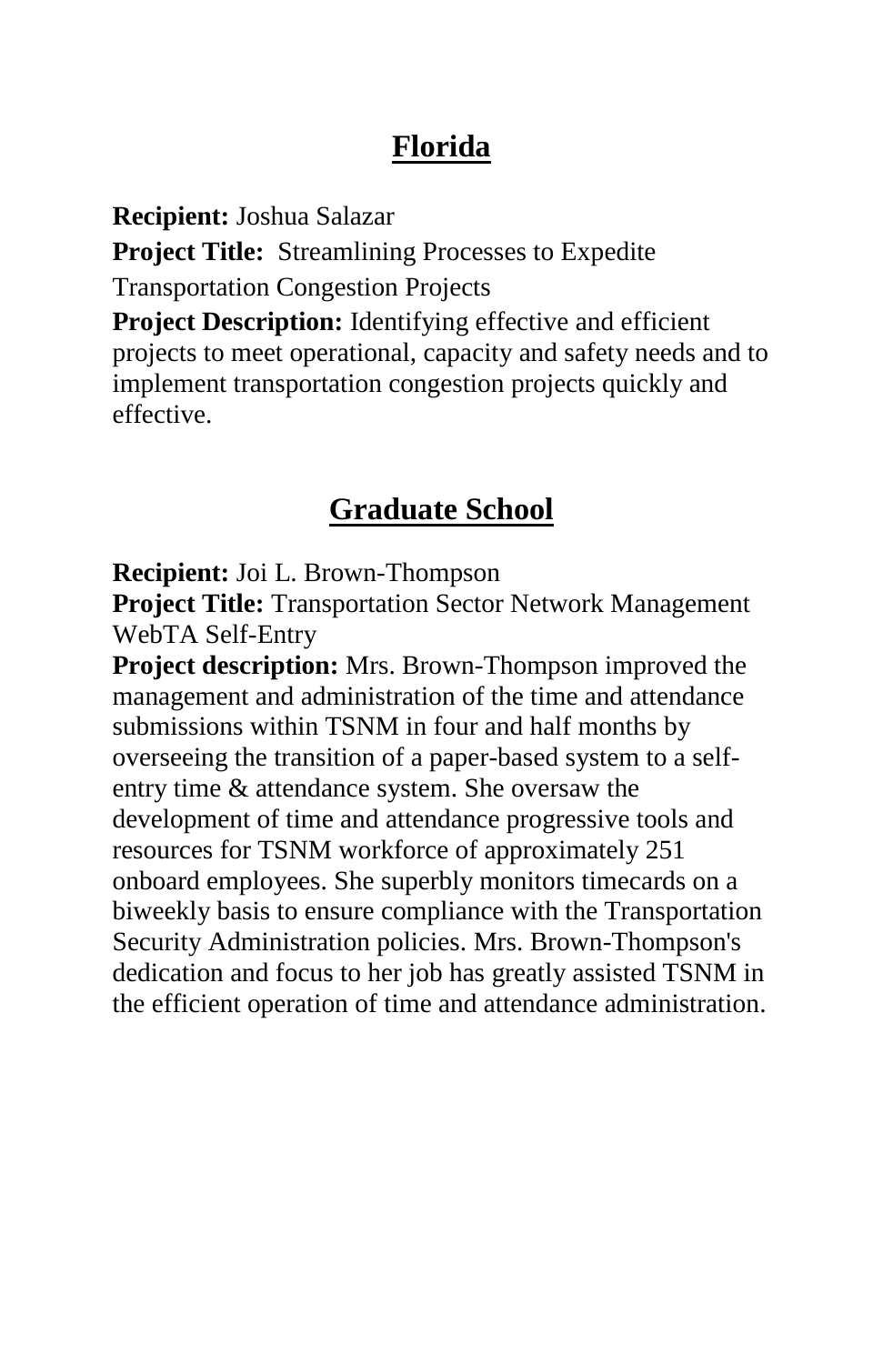## Florida

**Recipient:** Joshua Salazar

**Project Title:** Streamlining Processes to Expedite Transportation Congestion Projects

**Project Description:** Identifying effective and efficient projects to meet operational, capacity and safety needs and to implement transportation congestion projects quickly and effective.

## Graduate School

**Recipient:** Joi L. Brown-Thompson

**Project Title:** Transportation Sector Network Management WebTA Self-Entry

**Project description:** Mrs. Brown-Thompson improved the management and administration of the time and attendance submissions within TSNM in four and half months by overseeing the transition of a paper-based system to a self-entry time & attendance system. She oversaw the development of time and attendance progressive tools and resources for TSNM workforce of approximately 251 onboard employees. She superbly monitors timecards on a biweekly basis to ensure compliance with the Transportation Security Administration policies. Mrs. Brown-Thompson's dedication and focus to her job has greatly assisted TSNM in the efficient operation of time and attendance administration.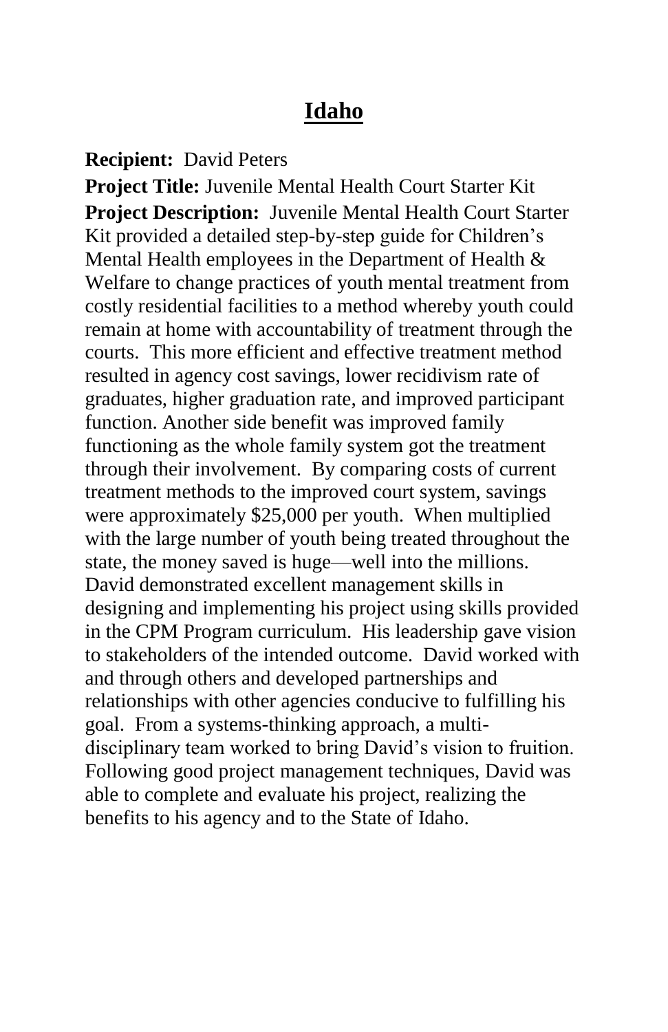# Idaho

**Recipient:** David Peters

**Project Title:** Juvenile Mental Health Court Starter Kit

**Project Description:** Juvenile Mental Health Court Starter Kit provided a detailed step-by-step guide for Children's Mental Health employees in the Department of Health & Welfare to change practices of youth mental treatment from costly residential facilities to a method whereby youth could remain at home with accountability of treatment through the courts. This more efficient and effective treatment method resulted in agency cost savings, lower recidivism rate of graduates, higher graduation rate, and improved participant function. Another side benefit was improved family functioning as the whole family system got the treatment through their involvement. By comparing costs of current treatment methods to the improved court system, savings were approximately $25,000 per youth. When multiplied with the large number of youth being treated throughout the state, the money saved is huge—well into the millions. David demonstrated excellent management skills in designing and implementing his project using skills provided in the CPM Program curriculum. His leadership gave vision to stakeholders of the intended outcome. David worked with and through others and developed partnerships and relationships with other agencies conducive to fulfilling his goal. From a systems-thinking approach, a multi-disciplinary team worked to bring David's vision to fruition. Following good project management techniques, David was able to complete and evaluate his project, realizing the benefits to his agency and to the State of Idaho.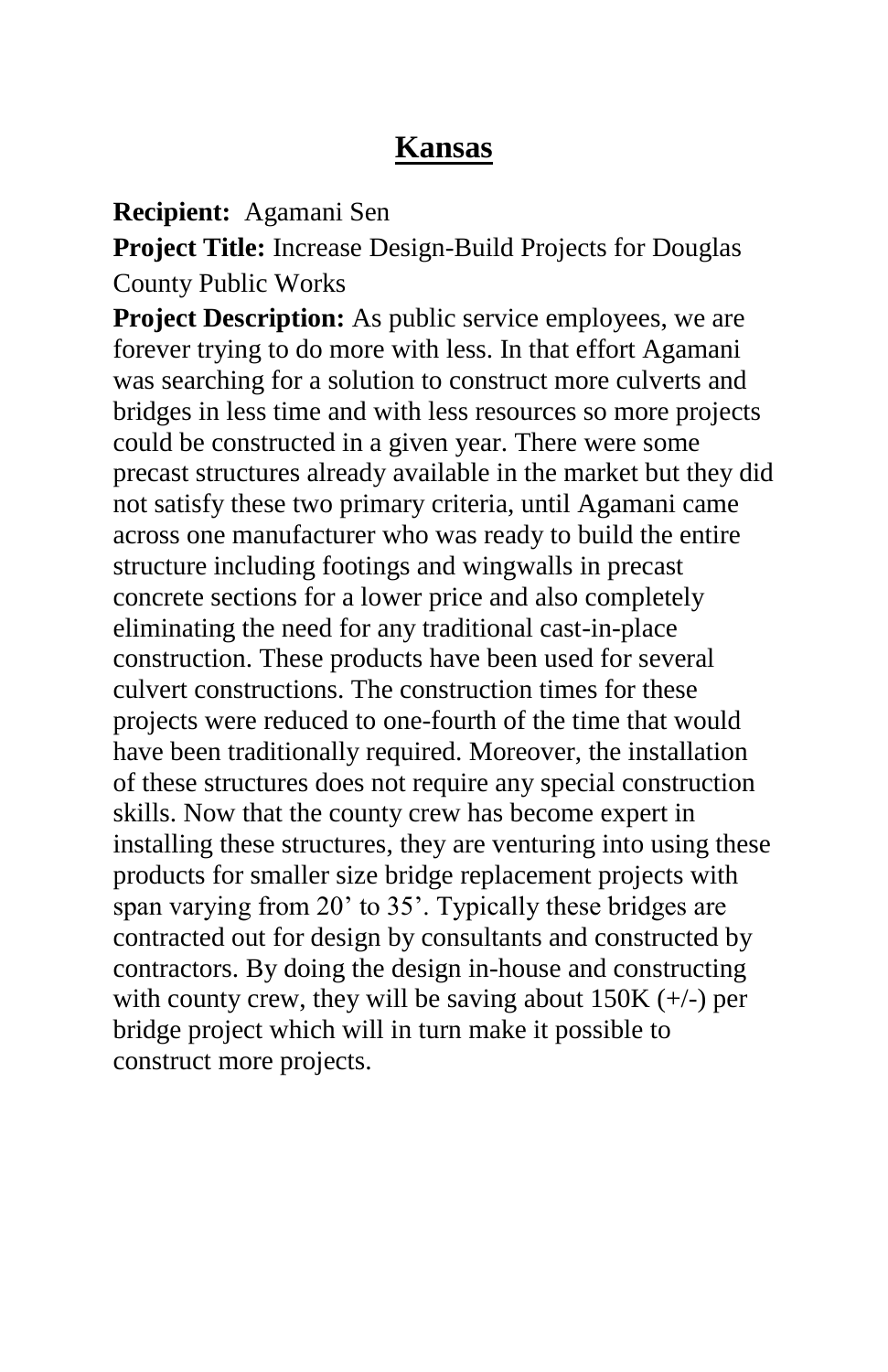# Kansas

**Recipient:** Agamani Sen

**Project Title:** Increase Design-Build Projects for Douglas County Public Works

**Project Description:** As public service employees, we are forever trying to do more with less. In that effort Agamani was searching for a solution to construct more culverts and bridges in less time and with less resources so more projects could be constructed in a given year. There were some precast structures already available in the market but they did not satisfy these two primary criteria, until Agamani came across one manufacturer who was ready to build the entire structure including footings and wingwalls in precast concrete sections for a lower price and also completely eliminating the need for any traditional cast-in-place construction. These products have been used for several culvert constructions. The construction times for these projects were reduced to one-fourth of the time that would have been traditionally required. Moreover, the installation of these structures does not require any special construction skills. Now that the county crew has become expert in installing these structures, they are venturing into using these products for smaller size bridge replacement projects with span varying from 20’ to 35’. Typically these bridges are contracted out for design by consultants and constructed by contractors. By doing the design in-house and constructing with county crew, they will be saving about 150K (+/-) per bridge project which will in turn make it possible to construct more projects.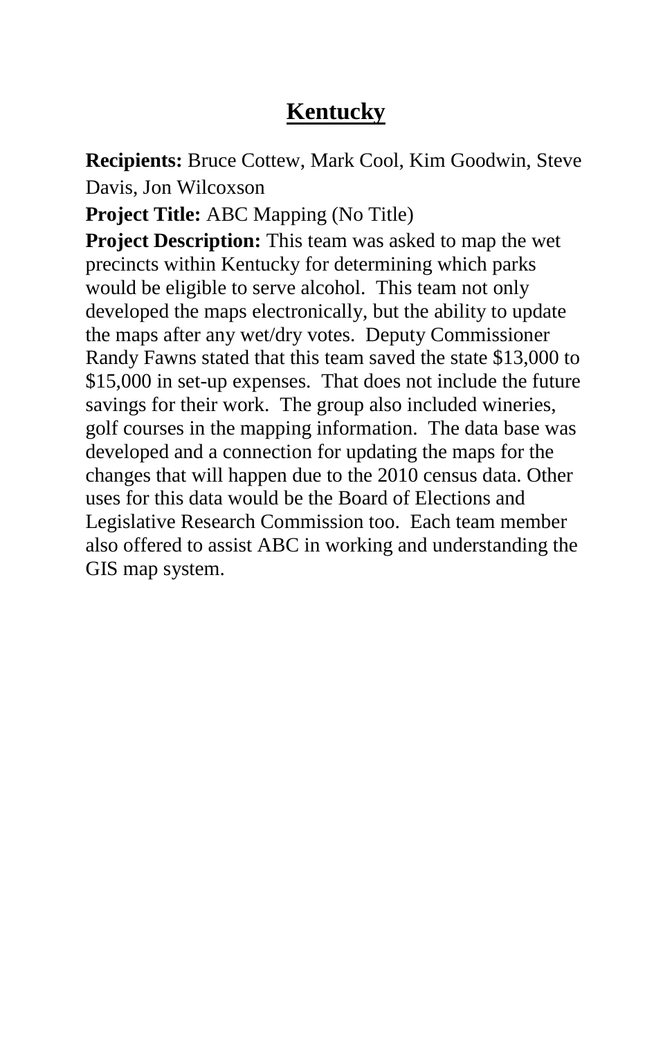# Kentucky

**Recipients:** Bruce Cottew, Mark Cool, Kim Goodwin, Steve Davis, Jon Wilcoxson

**Project Title:** ABC Mapping (No Title)

**Project Description:** This team was asked to map the wet precincts within Kentucky for determining which parks would be eligible to serve alcohol. This team not only developed the maps electronically, but the ability to update the maps after any wet/dry votes. Deputy Commissioner Randy Fawns stated that this team saved the state $13,000 to $15,000 in set-up expenses. That does not include the future savings for their work. The group also included wineries, golf courses in the mapping information. The data base was developed and a connection for updating the maps for the changes that will happen due to the 2010 census data. Other uses for this data would be the Board of Elections and Legislative Research Commission too. Each team member also offered to assist ABC in working and understanding the GIS map system.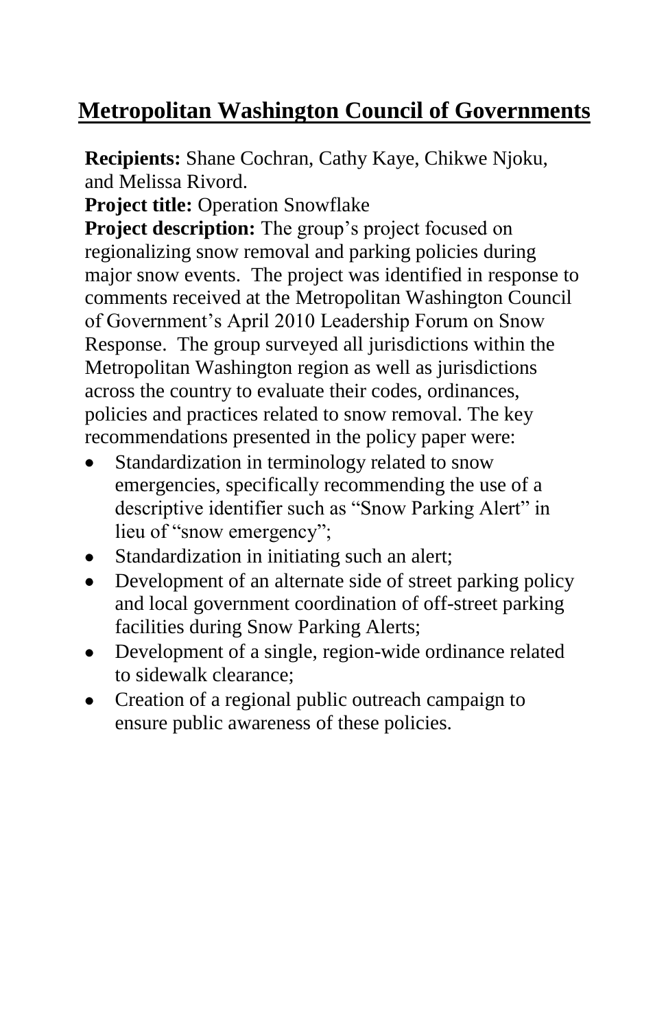## Metropolitan Washington Council of Governments

**Recipients:** Shane Cochran, Cathy Kaye, Chikwe Njoku, and Melissa Rivord.

**Project title:** Operation Snowflake

**Project description:** The group's project focused on regionalizing snow removal and parking policies during major snow events. The project was identified in response to comments received at the Metropolitan Washington Council of Government's April 2010 Leadership Forum on Snow Response. The group surveyed all jurisdictions within the Metropolitan Washington region as well as jurisdictions across the country to evaluate their codes, ordinances, policies and practices related to snow removal. The key recommendations presented in the policy paper were:

- Standardization in terminology related to snow emergencies, specifically recommending the use of a descriptive identifier such as "Snow Parking Alert" in lieu of "snow emergency";
- Standardization in initiating such an alert;
- Development of an alternate side of street parking policy and local government coordination of off-street parking facilities during Snow Parking Alerts;
- Development of a single, region-wide ordinance related to sidewalk clearance;
- Creation of a regional public outreach campaign to ensure public awareness of these policies.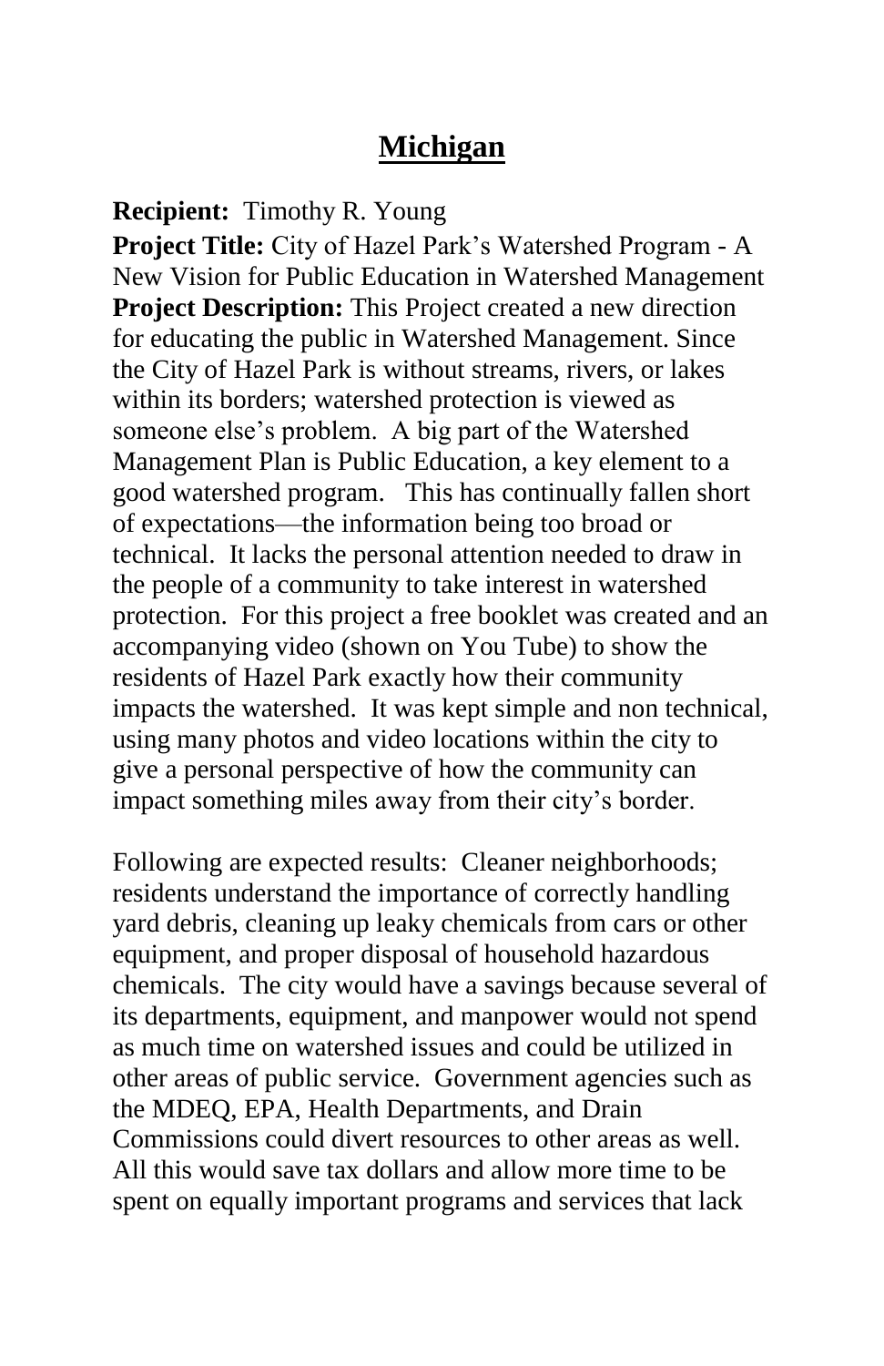## Michigan

**Recipient:** Timothy R. Young

**Project Title:** City of Hazel Park's Watershed Program - A New Vision for Public Education in Watershed Management

**Project Description:** This Project created a new direction for educating the public in Watershed Management. Since the City of Hazel Park is without streams, rivers, or lakes within its borders; watershed protection is viewed as someone else's problem. A big part of the Watershed Management Plan is Public Education, a key element to a good watershed program. This has continually fallen short of expectations—the information being too broad or technical. It lacks the personal attention needed to draw in the people of a community to take interest in watershed protection. For this project a free booklet was created and an accompanying video (shown on You Tube) to show the residents of Hazel Park exactly how their community impacts the watershed. It was kept simple and non technical, using many photos and video locations within the city to give a personal perspective of how the community can impact something miles away from their city's border.

Following are expected results: Cleaner neighborhoods; residents understand the importance of correctly handling yard debris, cleaning up leaky chemicals from cars or other equipment, and proper disposal of household hazardous chemicals. The city would have a savings because several of its departments, equipment, and manpower would not spend as much time on watershed issues and could be utilized in other areas of public service. Government agencies such as the MDEQ, EPA, Health Departments, and Drain Commissions could divert resources to other areas as well. All this would save tax dollars and allow more time to be spent on equally important programs and services that lack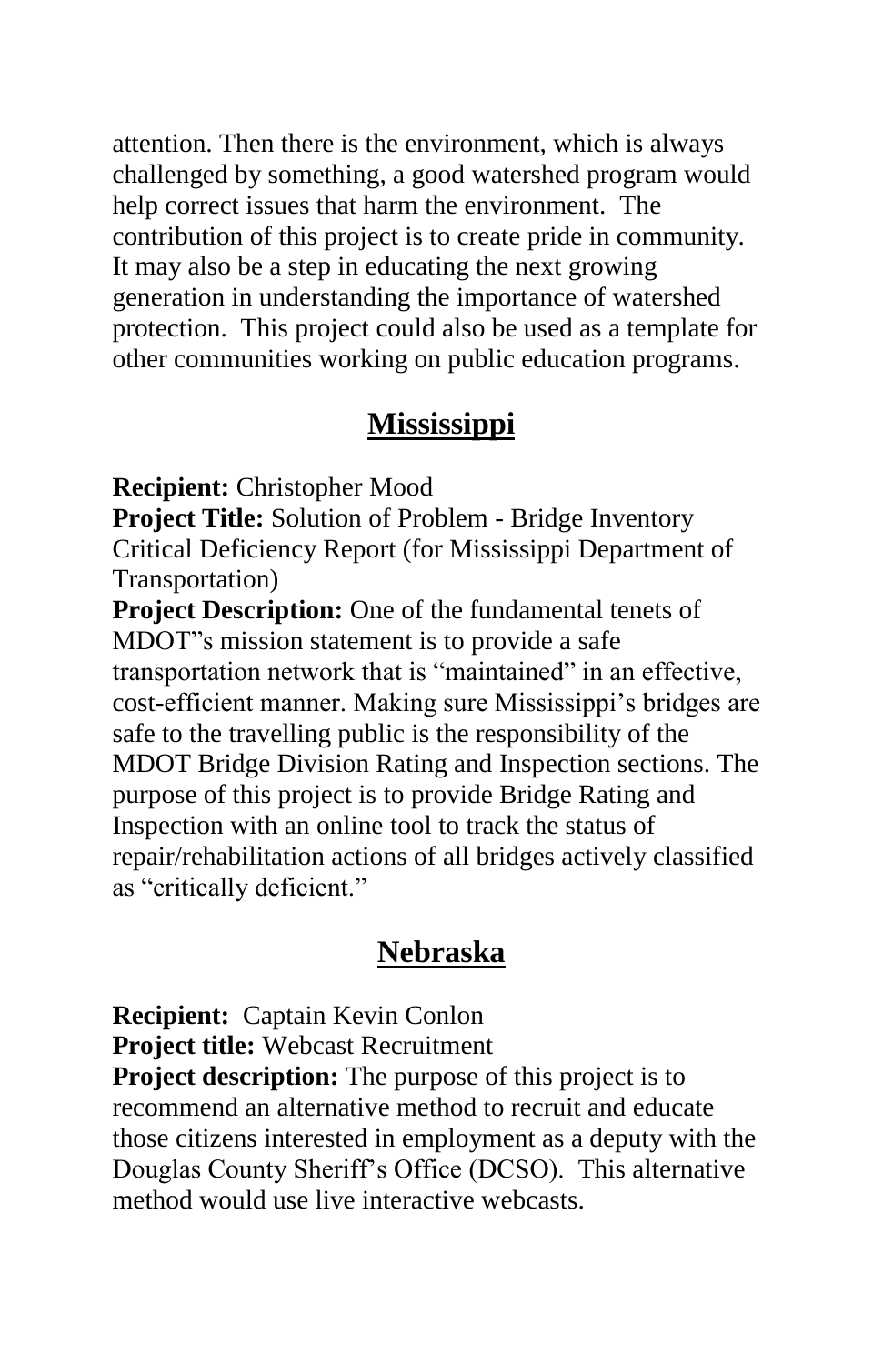attention. Then there is the environment, which is always challenged by something, a good watershed program would help correct issues that harm the environment. The contribution of this project is to create pride in community. It may also be a step in educating the next growing generation in understanding the importance of watershed protection. This project could also be used as a template for other communities working on public education programs.

## Mississippi

**Recipient:** Christopher Mood
**Project Title:** Solution of Problem - Bridge Inventory Critical Deficiency Report (for Mississippi Department of Transportation)
**Project Description:** One of the fundamental tenets of MDOT"s mission statement is to provide a safe transportation network that is "maintained" in an effective, cost-efficient manner. Making sure Mississippi's bridges are safe to the travelling public is the responsibility of the MDOT Bridge Division Rating and Inspection sections. The purpose of this project is to provide Bridge Rating and Inspection with an online tool to track the status of repair/rehabilitation actions of all bridges actively classified as "critically deficient."

## Nebraska

**Recipient:** Captain Kevin Conlon
**Project title:** Webcast Recruitment
**Project description:** The purpose of this project is to recommend an alternative method to recruit and educate those citizens interested in employment as a deputy with the Douglas County Sheriff's Office (DCSO). This alternative method would use live interactive webcasts.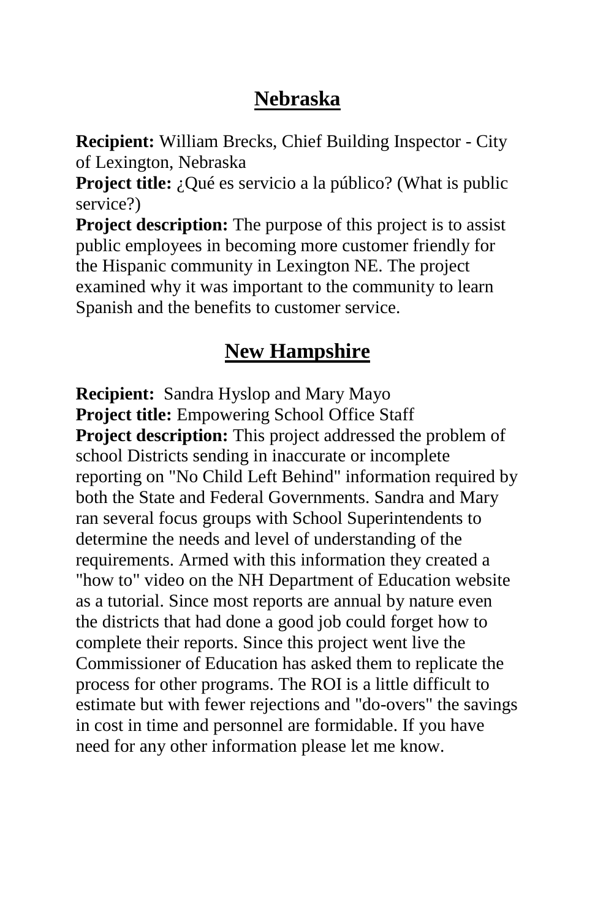## Nebraska

**Recipient:** William Brecks, Chief Building Inspector - City of Lexington, Nebraska
**Project title:** ¿Qué es servicio a la público? (What is public service?)
**Project description:** The purpose of this project is to assist public employees in becoming more customer friendly for the Hispanic community in Lexington NE. The project examined why it was important to the community to learn Spanish and the benefits to customer service.

## New Hampshire

**Recipient:** Sandra Hyslop and Mary Mayo
**Project title:** Empowering School Office Staff
**Project description:** This project addressed the problem of school Districts sending in inaccurate or incomplete reporting on "No Child Left Behind" information required by both the State and Federal Governments. Sandra and Mary ran several focus groups with School Superintendents to determine the needs and level of understanding of the requirements. Armed with this information they created a "how to" video on the NH Department of Education website as a tutorial. Since most reports are annual by nature even the districts that had done a good job could forget how to complete their reports. Since this project went live the Commissioner of Education has asked them to replicate the process for other programs. The ROI is a little difficult to estimate but with fewer rejections and "do-overs" the savings in cost in time and personnel are formidable. If you have need for any other information please let me know.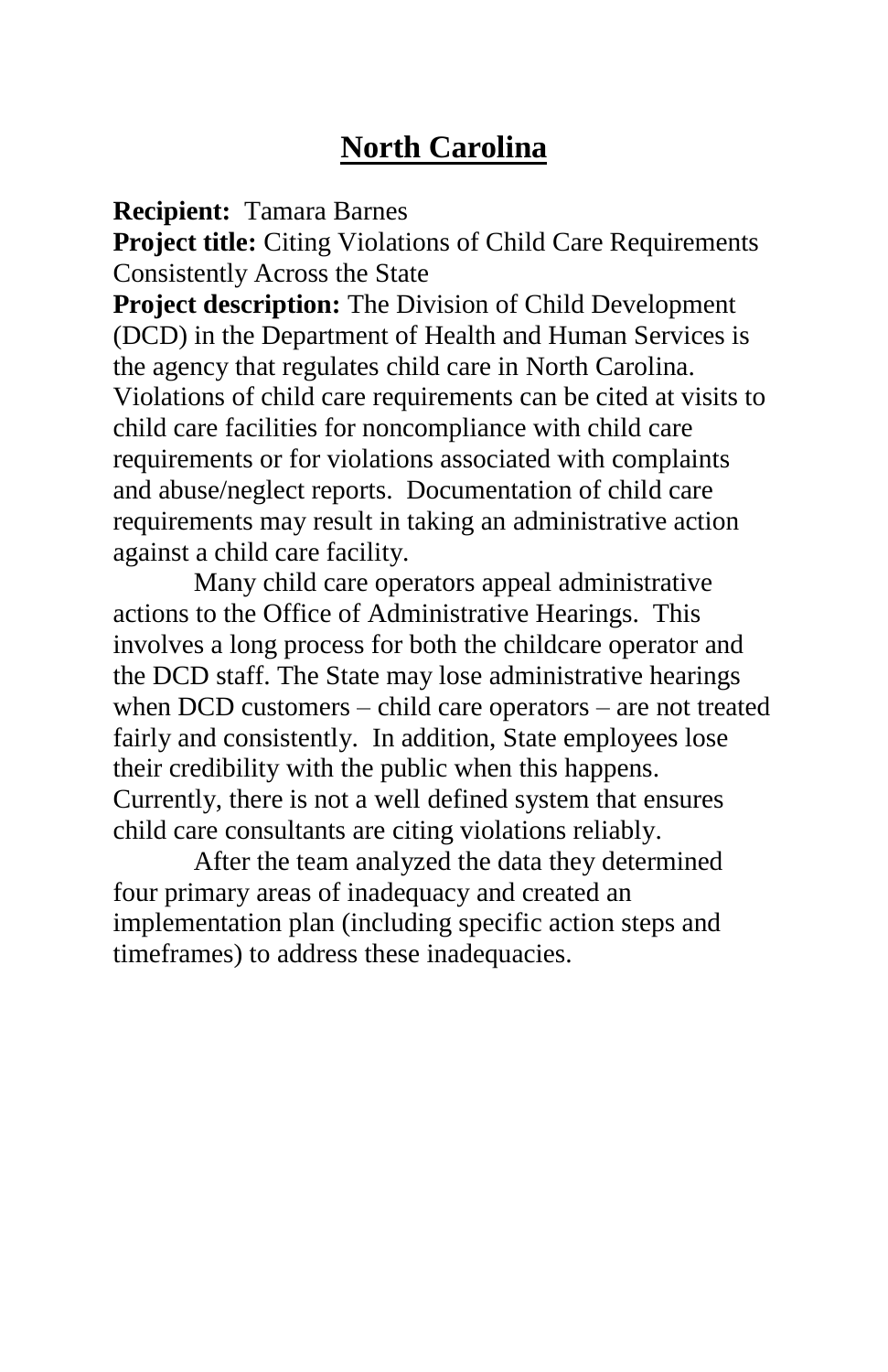# North Carolina

**Recipient:** Tamara Barnes

**Project title:** Citing Violations of Child Care Requirements Consistently Across the State

**Project description:** The Division of Child Development (DCD) in the Department of Health and Human Services is the agency that regulates child care in North Carolina. Violations of child care requirements can be cited at visits to child care facilities for noncompliance with child care requirements or for violations associated with complaints and abuse/neglect reports. Documentation of child care requirements may result in taking an administrative action against a child care facility.

Many child care operators appeal administrative actions to the Office of Administrative Hearings. This involves a long process for both the childcare operator and the DCD staff. The State may lose administrative hearings when DCD customers – child care operators – are not treated fairly and consistently. In addition, State employees lose their credibility with the public when this happens. Currently, there is not a well defined system that ensures child care consultants are citing violations reliably.

After the team analyzed the data they determined four primary areas of inadequacy and created an implementation plan (including specific action steps and timeframes) to address these inadequacies.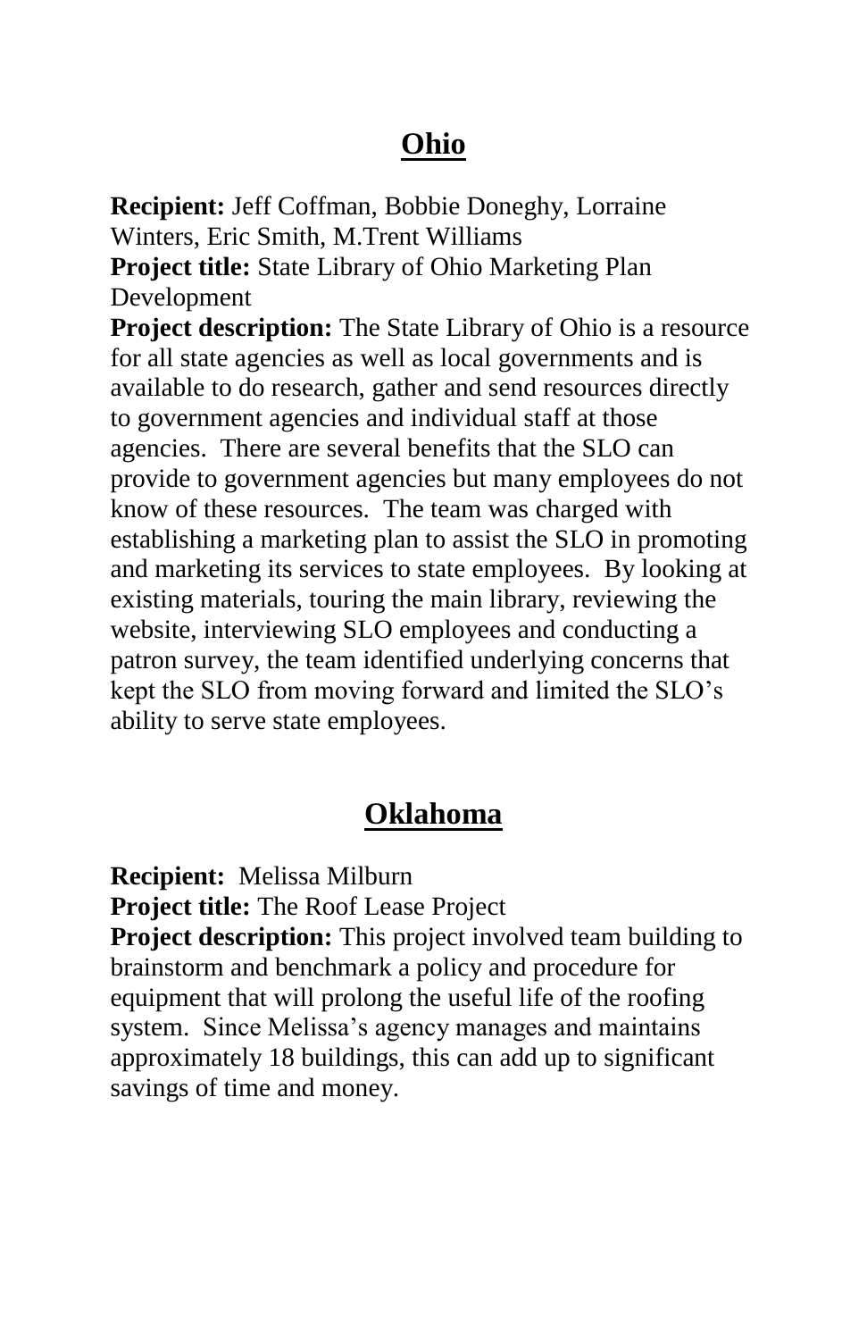## Ohio

**Recipient:** Jeff Coffman, Bobbie Doneghy, Lorraine Winters, Eric Smith, M.Trent Williams

**Project title:** State Library of Ohio Marketing Plan Development

**Project description:** The State Library of Ohio is a resource for all state agencies as well as local governments and is available to do research, gather and send resources directly to government agencies and individual staff at those agencies. There are several benefits that the SLO can provide to government agencies but many employees do not know of these resources. The team was charged with establishing a marketing plan to assist the SLO in promoting and marketing its services to state employees. By looking at existing materials, touring the main library, reviewing the website, interviewing SLO employees and conducting a patron survey, the team identified underlying concerns that kept the SLO from moving forward and limited the SLO's ability to serve state employees.

## Oklahoma

**Recipient:** Melissa Milburn

**Project title:** The Roof Lease Project

**Project description:** This project involved team building to brainstorm and benchmark a policy and procedure for equipment that will prolong the useful life of the roofing system. Since Melissa's agency manages and maintains approximately 18 buildings, this can add up to significant savings of time and money.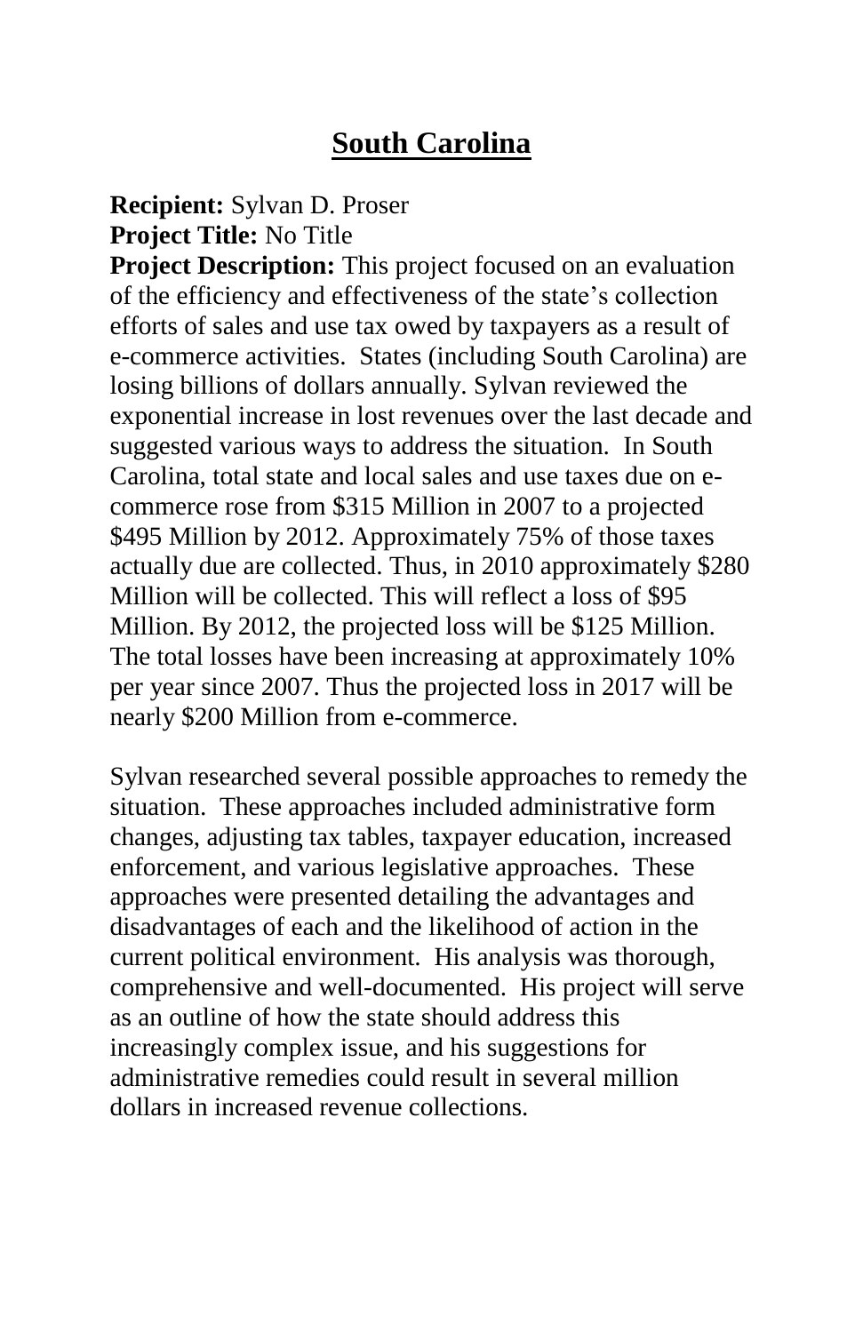# South Carolina

**Recipient:** Sylvan D. Proser
**Project Title:** No Title
**Project Description:** This project focused on an evaluation of the efficiency and effectiveness of the state's collection efforts of sales and use tax owed by taxpayers as a result of e-commerce activities. States (including South Carolina) are losing billions of dollars annually. Sylvan reviewed the exponential increase in lost revenues over the last decade and suggested various ways to address the situation. In South Carolina, total state and local sales and use taxes due on e-commerce rose from $315 Million in 2007 to a projected $495 Million by 2012. Approximately 75% of those taxes actually due are collected. Thus, in 2010 approximately $280 Million will be collected. This will reflect a loss of $95 Million. By 2012, the projected loss will be $125 Million. The total losses have been increasing at approximately 10% per year since 2007. Thus the projected loss in 2017 will be nearly $200 Million from e-commerce.

Sylvan researched several possible approaches to remedy the situation. These approaches included administrative form changes, adjusting tax tables, taxpayer education, increased enforcement, and various legislative approaches. These approaches were presented detailing the advantages and disadvantages of each and the likelihood of action in the current political environment. His analysis was thorough, comprehensive and well-documented. His project will serve as an outline of how the state should address this increasingly complex issue, and his suggestions for administrative remedies could result in several million dollars in increased revenue collections.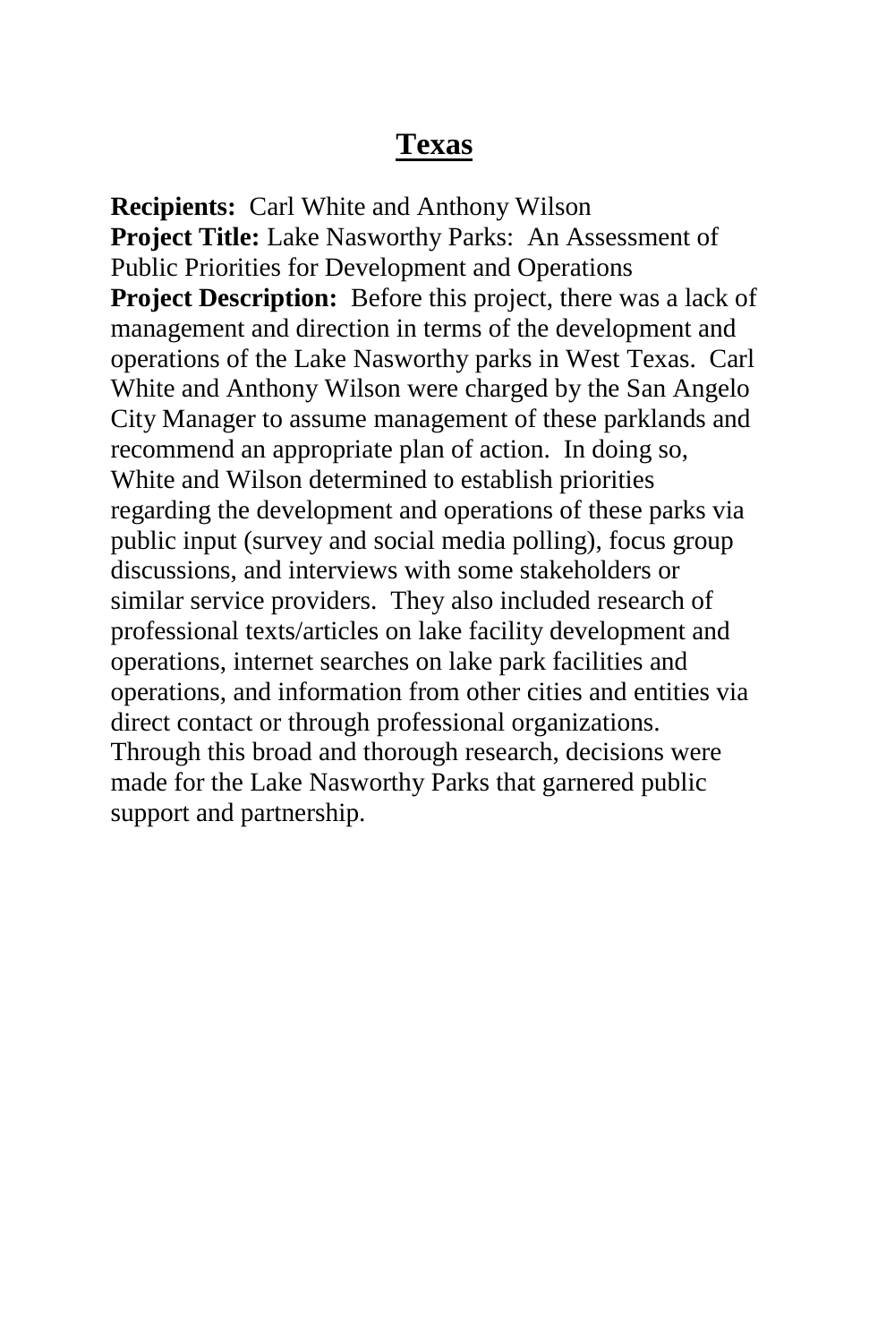# Texas

**Recipients:** Carl White and Anthony Wilson
**Project Title:** Lake Nasworthy Parks: An Assessment of Public Priorities for Development and Operations
**Project Description:** Before this project, there was a lack of management and direction in terms of the development and operations of the Lake Nasworthy parks in West Texas. Carl White and Anthony Wilson were charged by the San Angelo City Manager to assume management of these parklands and recommend an appropriate plan of action. In doing so, White and Wilson determined to establish priorities regarding the development and operations of these parks via public input (survey and social media polling), focus group discussions, and interviews with some stakeholders or similar service providers. They also included research of professional texts/articles on lake facility development and operations, internet searches on lake park facilities and operations, and information from other cities and entities via direct contact or through professional organizations. Through this broad and thorough research, decisions were made for the Lake Nasworthy Parks that garnered public support and partnership.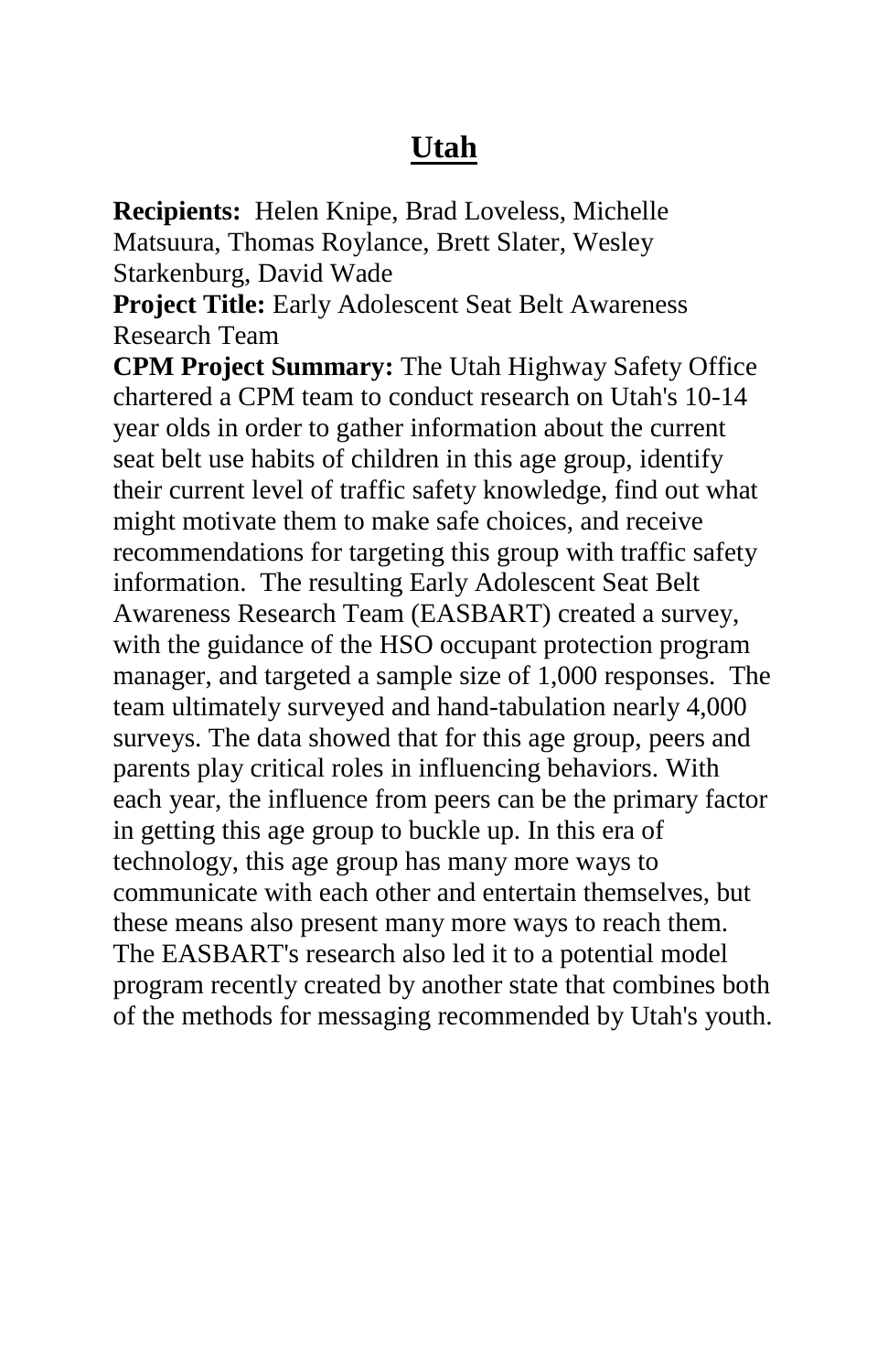# Utah

**Recipients:** Helen Knipe, Brad Loveless, Michelle Matsuura, Thomas Roylance, Brett Slater, Wesley Starkenburg, David Wade

**Project Title:** Early Adolescent Seat Belt Awareness Research Team

**CPM Project Summary:** The Utah Highway Safety Office chartered a CPM team to conduct research on Utah's 10-14 year olds in order to gather information about the current seat belt use habits of children in this age group, identify their current level of traffic safety knowledge, find out what might motivate them to make safe choices, and receive recommendations for targeting this group with traffic safety information. The resulting Early Adolescent Seat Belt Awareness Research Team (EASBART) created a survey, with the guidance of the HSO occupant protection program manager, and targeted a sample size of 1,000 responses. The team ultimately surveyed and hand-tabulation nearly 4,000 surveys. The data showed that for this age group, peers and parents play critical roles in influencing behaviors. With each year, the influence from peers can be the primary factor in getting this age group to buckle up. In this era of technology, this age group has many more ways to communicate with each other and entertain themselves, but these means also present many more ways to reach them. The EASBART's research also led it to a potential model program recently created by another state that combines both of the methods for messaging recommended by Utah's youth.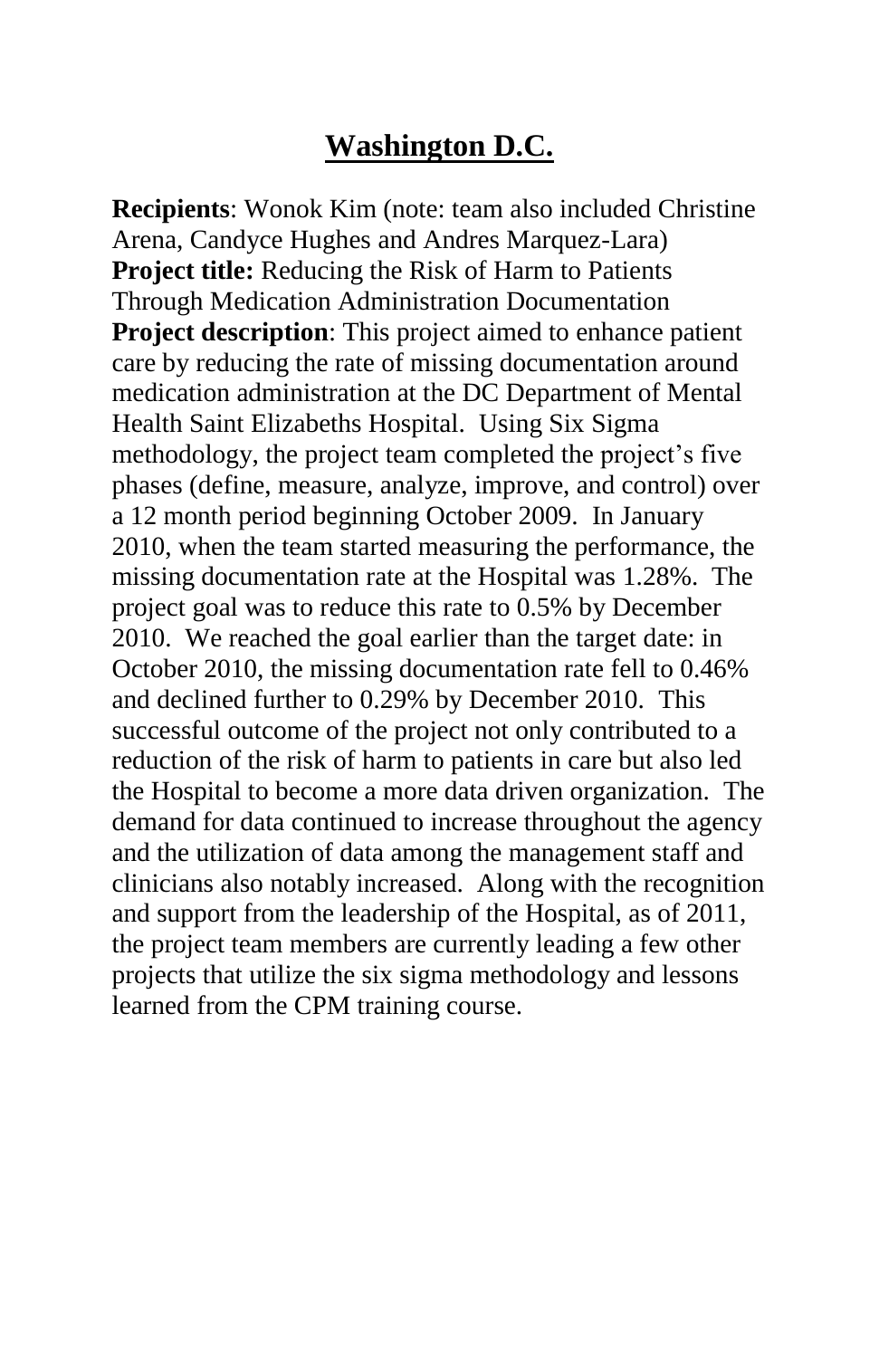## Washington D.C.

**Recipients**: Wonok Kim (note: team also included Christine Arena, Candyce Hughes and Andres Marquez-Lara)
**Project title:** Reducing the Risk of Harm to Patients Through Medication Administration Documentation
**Project description**: This project aimed to enhance patient care by reducing the rate of missing documentation around medication administration at the DC Department of Mental Health Saint Elizabeths Hospital. Using Six Sigma methodology, the project team completed the project's five phases (define, measure, analyze, improve, and control) over a 12 month period beginning October 2009. In January 2010, when the team started measuring the performance, the missing documentation rate at the Hospital was 1.28%. The project goal was to reduce this rate to 0.5% by December 2010. We reached the goal earlier than the target date: in October 2010, the missing documentation rate fell to 0.46% and declined further to 0.29% by December 2010. This successful outcome of the project not only contributed to a reduction of the risk of harm to patients in care but also led the Hospital to become a more data driven organization. The demand for data continued to increase throughout the agency and the utilization of data among the management staff and clinicians also notably increased. Along with the recognition and support from the leadership of the Hospital, as of 2011, the project team members are currently leading a few other projects that utilize the six sigma methodology and lessons learned from the CPM training course.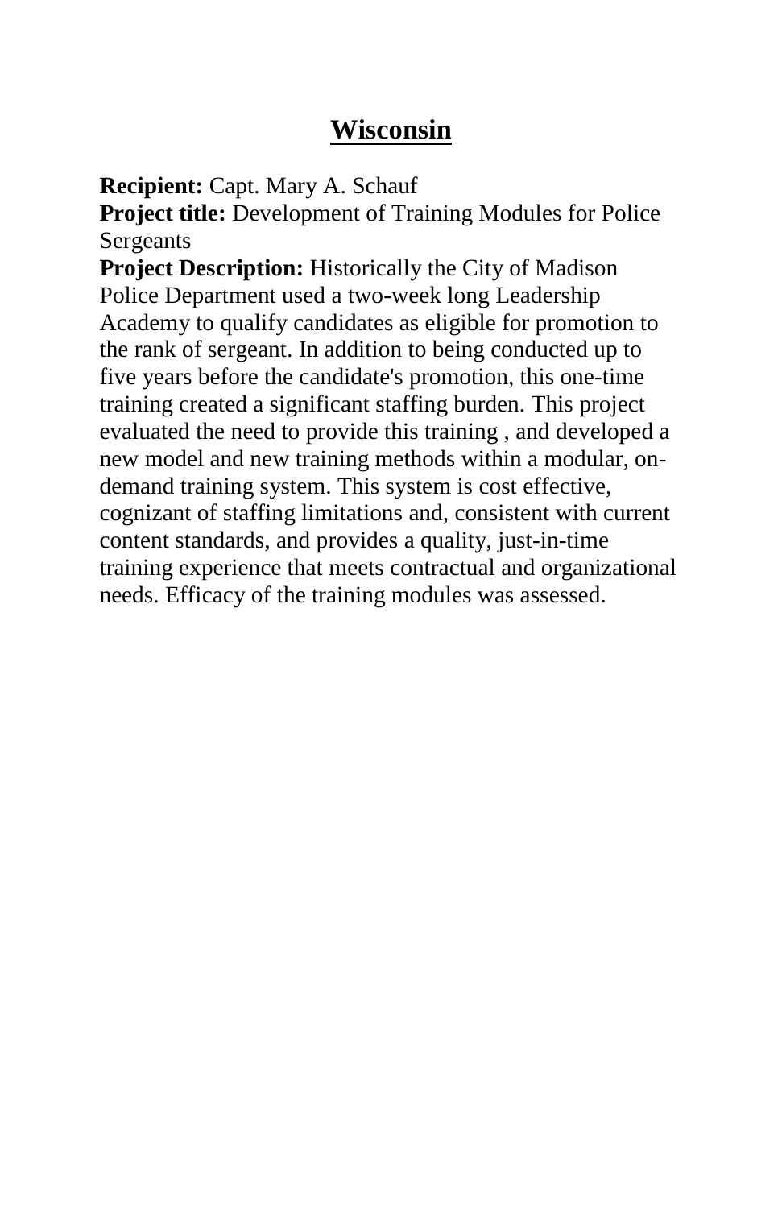## Wisconsin

**Recipient:** Capt. Mary A. Schauf
**Project title:** Development of Training Modules for Police Sergeants
**Project Description:** Historically the City of Madison Police Department used a two-week long Leadership Academy to qualify candidates as eligible for promotion to the rank of sergeant. In addition to being conducted up to five years before the candidate's promotion, this one-time training created a significant staffing burden. This project evaluated the need to provide this training , and developed a new model and new training methods within a modular, on-demand training system. This system is cost effective, cognizant of staffing limitations and, consistent with current content standards, and provides a quality, just-in-time training experience that meets contractual and organizational needs. Efficacy of the training modules was assessed.